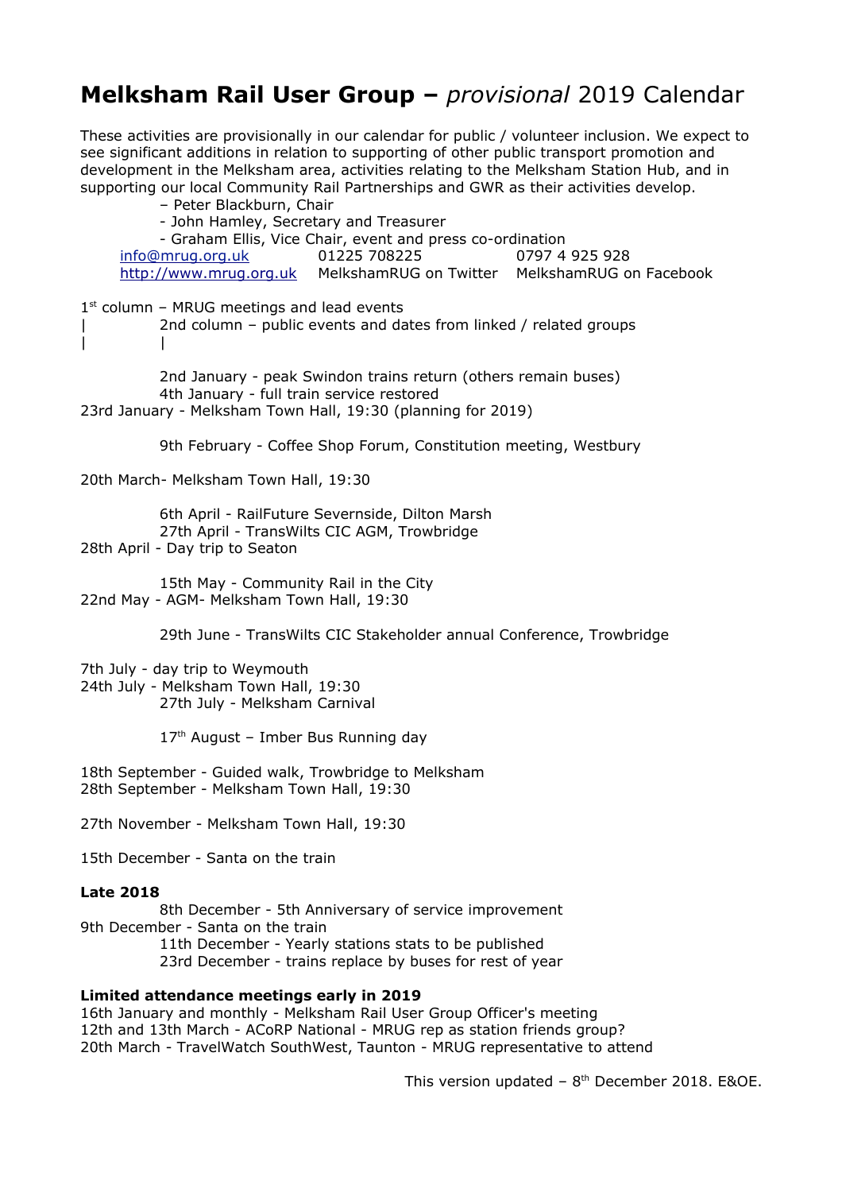# **Melksham Rail User Group –** *provisional* 2019 Calendar

These activities are provisionally in our calendar for public / volunteer inclusion. We expect to see significant additions in relation to supporting of other public transport promotion and development in the Melksham area, activities relating to the Melksham Station Hub, and in supporting our local Community Rail Partnerships and GWR as their activities develop.

– Peter Blackburn, Chair
- John Hamley, Secretary and Treasurer
- Graham Ellis, Vice Chair, event and press co-ordination

info@mrug.org.uk    01225 708225    0797 4 925 928
http://www.mrug.org.uk    MelkshamRUG on Twitter    MelkshamRUG on Facebook

1st column – MRUG meetings and lead events
| 2nd column – public events and dates from linked / related groups
| |

2nd January - peak Swindon trains return (others remain buses)
4th January - full train service restored
23rd January - Melksham Town Hall, 19:30 (planning for 2019)

9th February - Coffee Shop Forum, Constitution meeting, Westbury

20th March- Melksham Town Hall, 19:30

6th April - RailFuture Severnside, Dilton Marsh
27th April - TransWilts CIC AGM, Trowbridge
28th April - Day trip to Seaton

15th May - Community Rail in the City
22nd May - AGM- Melksham Town Hall, 19:30

29th June - TransWilts CIC Stakeholder annual Conference, Trowbridge

7th July - day trip to Weymouth
24th July - Melksham Town Hall, 19:30
27th July - Melksham Carnival

17th August – Imber Bus Running day

18th September - Guided walk, Trowbridge to Melksham
28th September - Melksham Town Hall, 19:30

27th November - Melksham Town Hall, 19:30

15th December - Santa on the train

**Late 2018**

8th December - 5th Anniversary of service improvement
9th December - Santa on the train
11th December - Yearly stations stats to be published
23rd December - trains replace by buses for rest of year

**Limited attendance meetings early in 2019**

16th January and monthly - Melksham Rail User Group Officer's meeting
12th and 13th March - ACoRP National - MRUG rep as station friends group?
20th March - TravelWatch SouthWest, Taunton - MRUG representative to attend

This version updated – 8th December 2018. E&OE.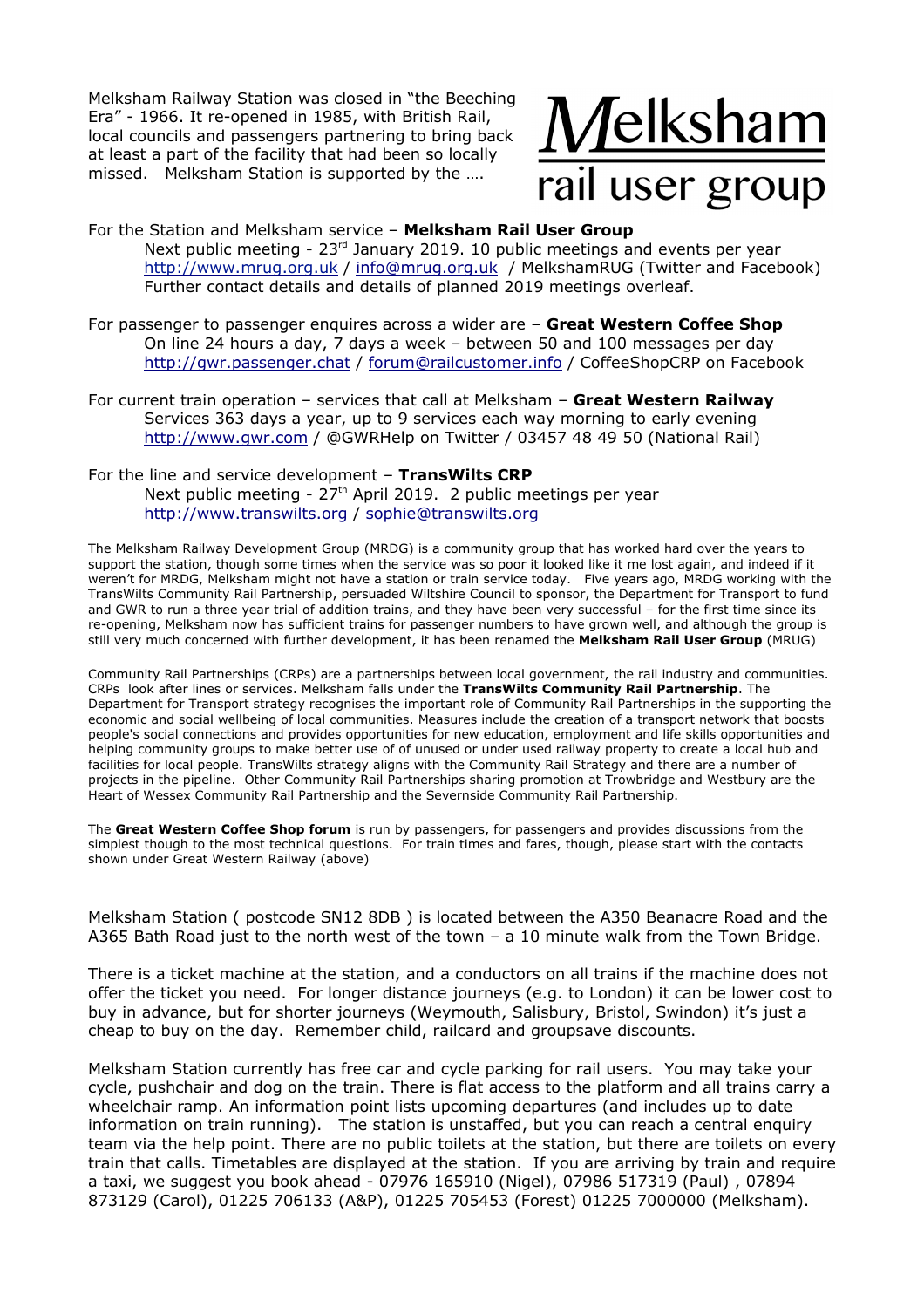Melksham Railway Station was closed in "the Beeching Era" - 1966. It re-opened in 1985, with British Rail, local councils and passengers partnering to bring back at least a part of the facility that had been so locally missed.   Melksham Station is supported by the ….

**Melksham rail user group**

For the Station and Melksham service – **Melksham Rail User Group**
Next public meeting - 23rd January 2019. 10 public meetings and events per year
http://www.mrug.org.uk / info@mrug.org.uk / MelkshamRUG (Twitter and Facebook)
Further contact details and details of planned 2019 meetings overleaf.

For passenger to passenger enquires across a wider are – **Great Western Coffee Shop**
On line 24 hours a day, 7 days a week – between 50 and 100 messages per day
http://gwr.passenger.chat / forum@railcustomer.info / CoffeeShopCRP on Facebook

For current train operation – services that call at Melksham – **Great Western Railway**
Services 363 days a year, up to 9 services each way morning to early evening
http://www.gwr.com / @GWRHelp on Twitter / 03457 48 49 50 (National Rail)

For the line and service development – **TransWilts CRP**
Next public meeting - 27th April 2019.  2 public meetings per year
http://www.transwilts.org / sophie@transwilts.org

The Melksham Railway Development Group (MRDG) is a community group that has worked hard over the years to support the station, though some times when the service was so poor it looked like it me lost again, and indeed if it weren't for MRDG, Melksham might not have a station or train service today.   Five years ago, MRDG working with the TransWilts Community Rail Partnership, persuaded Wiltshire Council to sponsor, the Department for Transport to fund and GWR to run a three year trial of addition trains, and they have been very successful – for the first time since its re-opening, Melksham now has sufficient trains for passenger numbers to have grown well, and although the group is still very much concerned with further development, it has been renamed the **Melksham Rail User Group** (MRUG)

Community Rail Partnerships (CRPs) are a partnerships between local government, the rail industry and communities. CRPs  look after lines or services. Melksham falls under the **TransWilts Community Rail Partnership**. The Department for Transport strategy recognises the important role of Community Rail Partnerships in the supporting the economic and social wellbeing of local communities. Measures include the creation of a transport network that boosts people's social connections and provides opportunities for new education, employment and life skills opportunities and helping community groups to make better use of of unused or under used railway property to create a local hub and facilities for local people. TransWilts strategy aligns with the Community Rail Strategy and there are a number of projects in the pipeline.  Other Community Rail Partnerships sharing promotion at Trowbridge and Westbury are the Heart of Wessex Community Rail Partnership and the Severnside Community Rail Partnership.

The **Great Western Coffee Shop forum** is run by passengers, for passengers and provides discussions from the simplest though to the most technical questions.  For train times and fares, though, please start with the contacts shown under Great Western Railway (above)

---

Melksham Station ( postcode SN12 8DB ) is located between the A350 Beanacre Road and the A365 Bath Road just to the north west of the town – a 10 minute walk from the Town Bridge.

There is a ticket machine at the station, and a conductors on all trains if the machine does not offer the ticket you need.  For longer distance journeys (e.g. to London) it can be lower cost to buy in advance, but for shorter journeys (Weymouth, Salisbury, Bristol, Swindon) it's just a cheap to buy on the day.  Remember child, railcard and groupsave discounts.

Melksham Station currently has free car and cycle parking for rail users.  You may take your cycle, pushchair and dog on the train. There is flat access to the platform and all trains carry a wheelchair ramp. An information point lists upcoming departures (and includes up to date information on train running).   The station is unstaffed, but you can reach a central enquiry team via the help point. There are no public toilets at the station, but there are toilets on every train that calls. Timetables are displayed at the station.  If you are arriving by train and require a taxi, we suggest you book ahead - 07976 165910 (Nigel), 07986 517319 (Paul) , 07894 873129 (Carol), 01225 706133 (A&P), 01225 705453 (Forest) 01225 7000000 (Melksham).